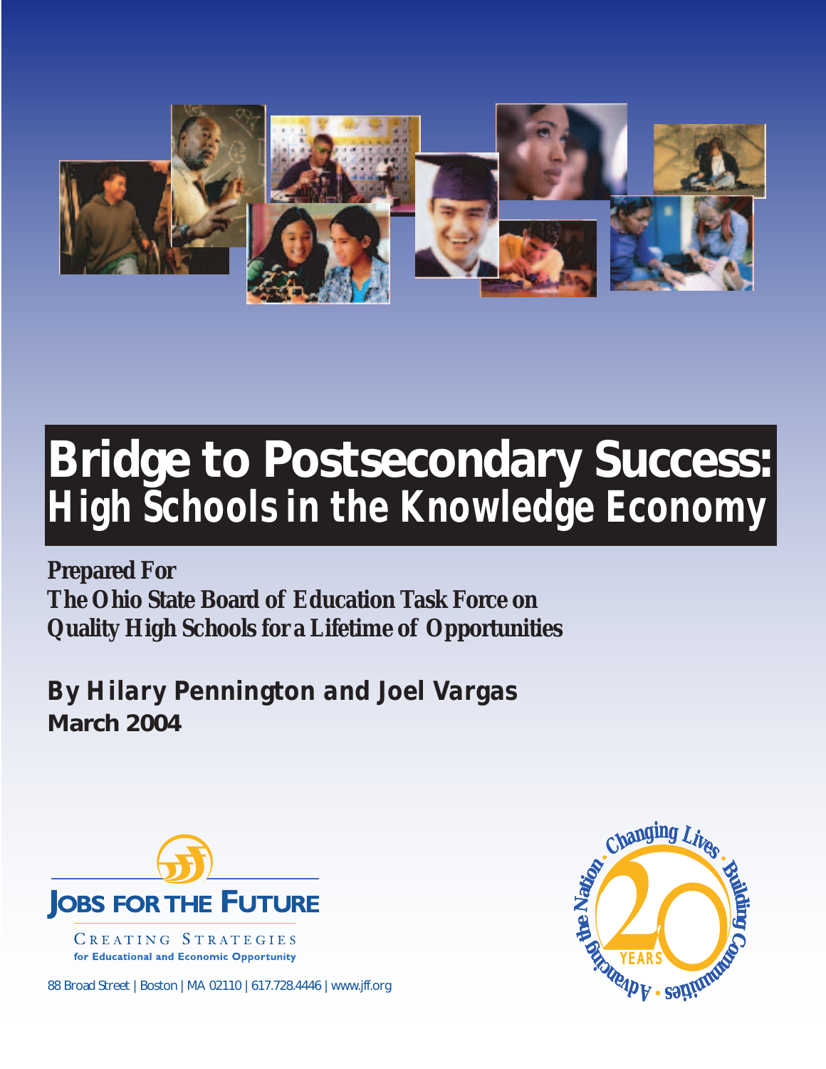# Bridge to Postsecondary Success:

## High Schools in the Knowledge Economy

**Prepared For**
**The Ohio State Board of Education Task Force on Quality High Schools for a Lifetime of Opportunities**

**By Hilary Pennington and Joel Vargas**
**March 2004**

JOBS FOR THE FUTURE

CREATING STRATEGIES
for Educational and Economic Opportunity

88 Broad Street | Boston | MA 02110 | 617.728.4446 | www.jff.org

Changing Lives • Building Communities • Advancing the Nation • 20 YEARS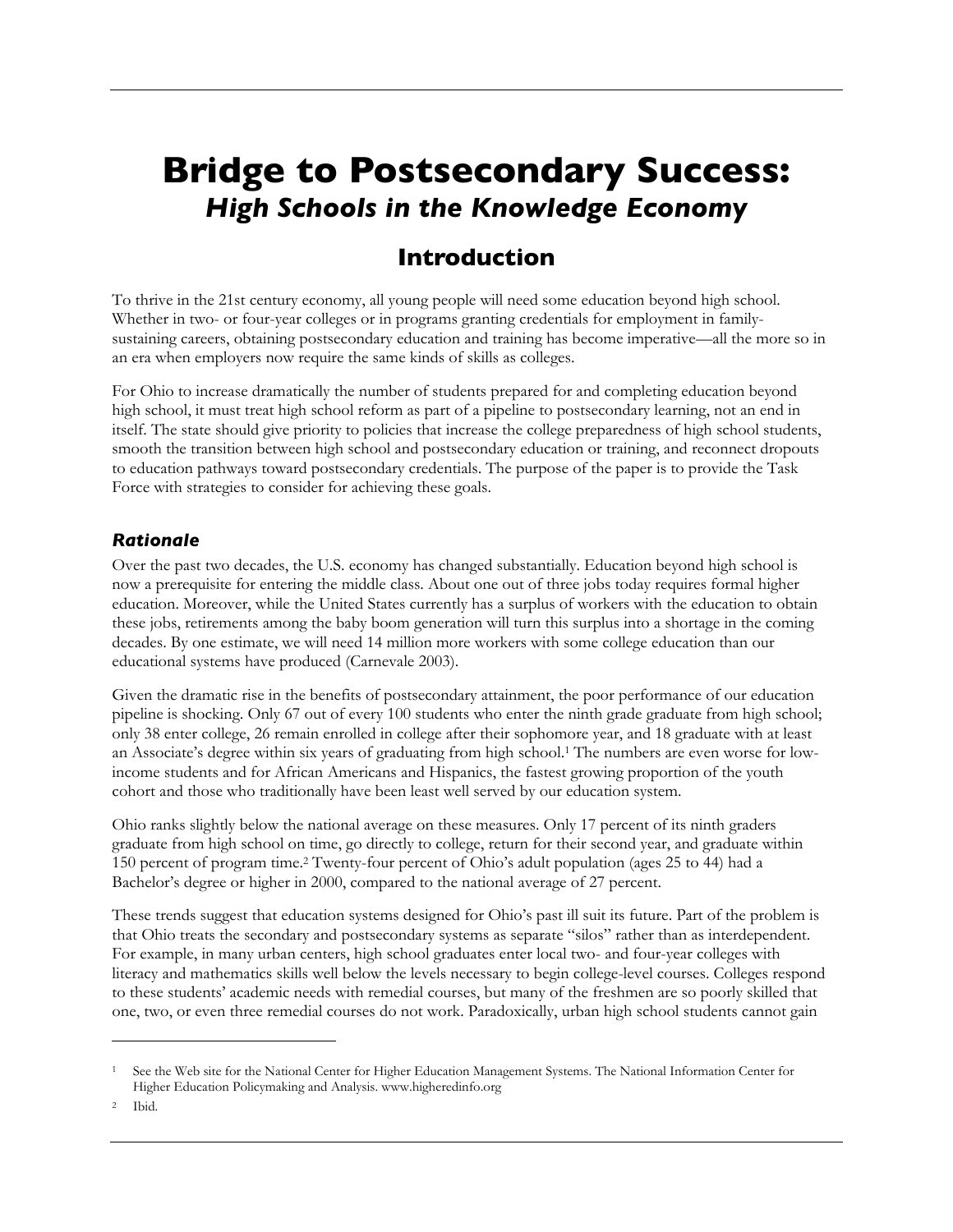# Bridge to Postsecondary Success:
## *High Schools in the Knowledge Economy*

## Introduction

To thrive in the 21st century economy, all young people will need some education beyond high school. Whether in two- or four-year colleges or in programs granting credentials for employment in family-sustaining careers, obtaining postsecondary education and training has become imperative—all the more so in an era when employers now require the same kinds of skills as colleges.

For Ohio to increase dramatically the number of students prepared for and completing education beyond high school, it must treat high school reform as part of a pipeline to postsecondary learning, not an end in itself. The state should give priority to policies that increase the college preparedness of high school students, smooth the transition between high school and postsecondary education or training, and reconnect dropouts to education pathways toward postsecondary credentials. The purpose of the paper is to provide the Task Force with strategies to consider for achieving these goals.

### *Rationale*

Over the past two decades, the U.S. economy has changed substantially. Education beyond high school is now a prerequisite for entering the middle class. About one out of three jobs today requires formal higher education. Moreover, while the United States currently has a surplus of workers with the education to obtain these jobs, retirements among the baby boom generation will turn this surplus into a shortage in the coming decades. By one estimate, we will need 14 million more workers with some college education than our educational systems have produced (Carnevale 2003).

Given the dramatic rise in the benefits of postsecondary attainment, the poor performance of our education pipeline is shocking. Only 67 out of every 100 students who enter the ninth grade graduate from high school; only 38 enter college, 26 remain enrolled in college after their sophomore year, and 18 graduate with at least an Associate's degree within six years of graduating from high school.[1] The numbers are even worse for low-income students and for African Americans and Hispanics, the fastest growing proportion of the youth cohort and those who traditionally have been least well served by our education system.

Ohio ranks slightly below the national average on these measures. Only 17 percent of its ninth graders graduate from high school on time, go directly to college, return for their second year, and graduate within 150 percent of program time.[2] Twenty-four percent of Ohio's adult population (ages 25 to 44) had a Bachelor's degree or higher in 2000, compared to the national average of 27 percent.

These trends suggest that education systems designed for Ohio's past ill suit its future. Part of the problem is that Ohio treats the secondary and postsecondary systems as separate "silos" rather than as interdependent. For example, in many urban centers, high school graduates enter local two- and four-year colleges with literacy and mathematics skills well below the levels necessary to begin college-level courses. Colleges respond to these students' academic needs with remedial courses, but many of the freshmen are so poorly skilled that one, two, or even three remedial courses do not work. Paradoxically, urban high school students cannot gain

---

[1] See the Web site for the National Center for Higher Education Management Systems. The National Information Center for Higher Education Policymaking and Analysis. www.higheredinfo.org

[2] Ibid.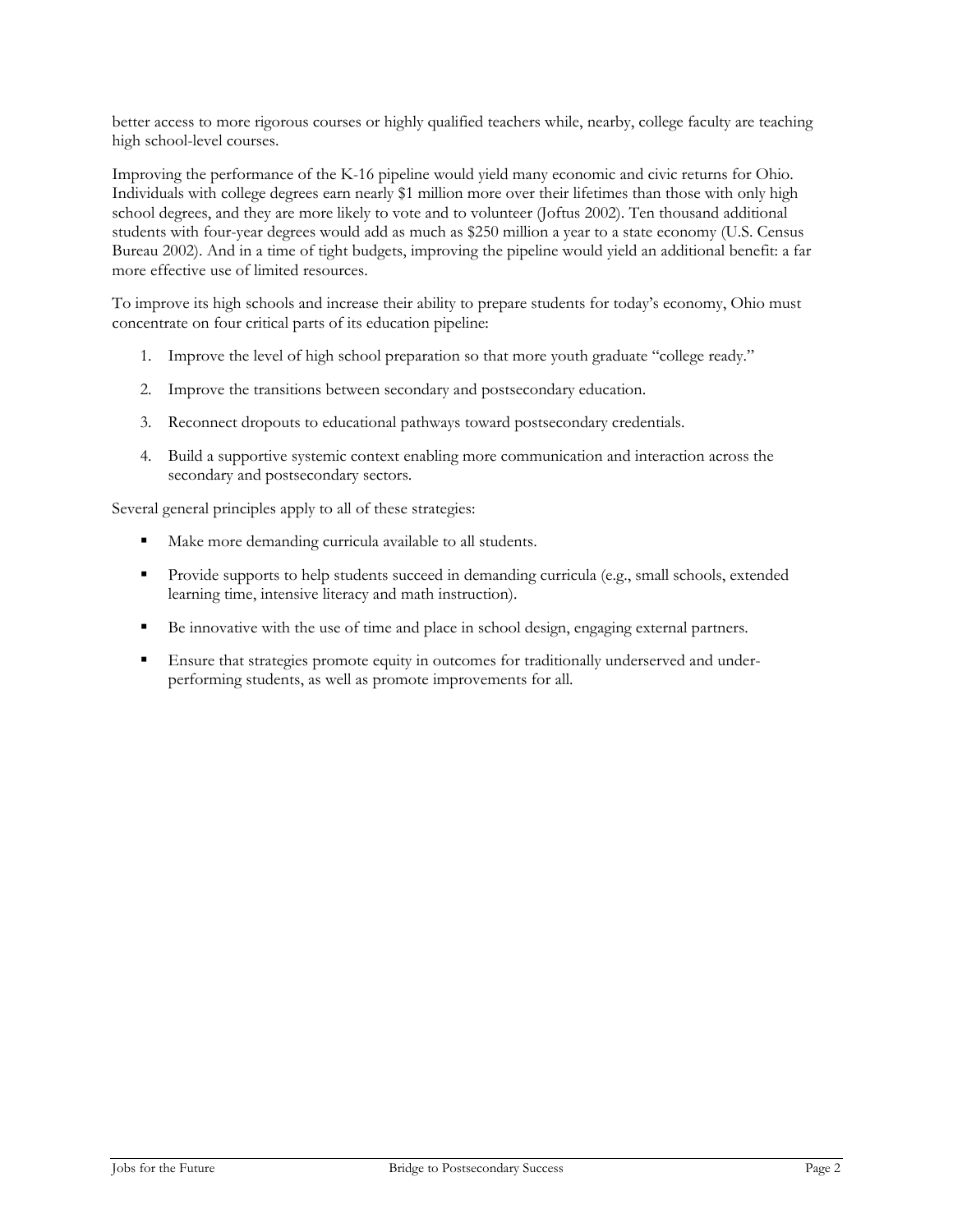better access to more rigorous courses or highly qualified teachers while, nearby, college faculty are teaching high school-level courses.

Improving the performance of the K-16 pipeline would yield many economic and civic returns for Ohio. Individuals with college degrees earn nearly $1 million more over their lifetimes than those with only high school degrees, and they are more likely to vote and to volunteer (Joftus 2002). Ten thousand additional students with four-year degrees would add as much as $250 million a year to a state economy (U.S. Census Bureau 2002). And in a time of tight budgets, improving the pipeline would yield an additional benefit: a far more effective use of limited resources.

To improve its high schools and increase their ability to prepare students for today's economy, Ohio must concentrate on four critical parts of its education pipeline:

1. Improve the level of high school preparation so that more youth graduate "college ready."
2. Improve the transitions between secondary and postsecondary education.
3. Reconnect dropouts to educational pathways toward postsecondary credentials.
4. Build a supportive systemic context enabling more communication and interaction across the secondary and postsecondary sectors.

Several general principles apply to all of these strategies:

- Make more demanding curricula available to all students.
- Provide supports to help students succeed in demanding curricula (e.g., small schools, extended learning time, intensive literacy and math instruction).
- Be innovative with the use of time and place in school design, engaging external partners.
- Ensure that strategies promote equity in outcomes for traditionally underserved and under-performing students, as well as promote improvements for all.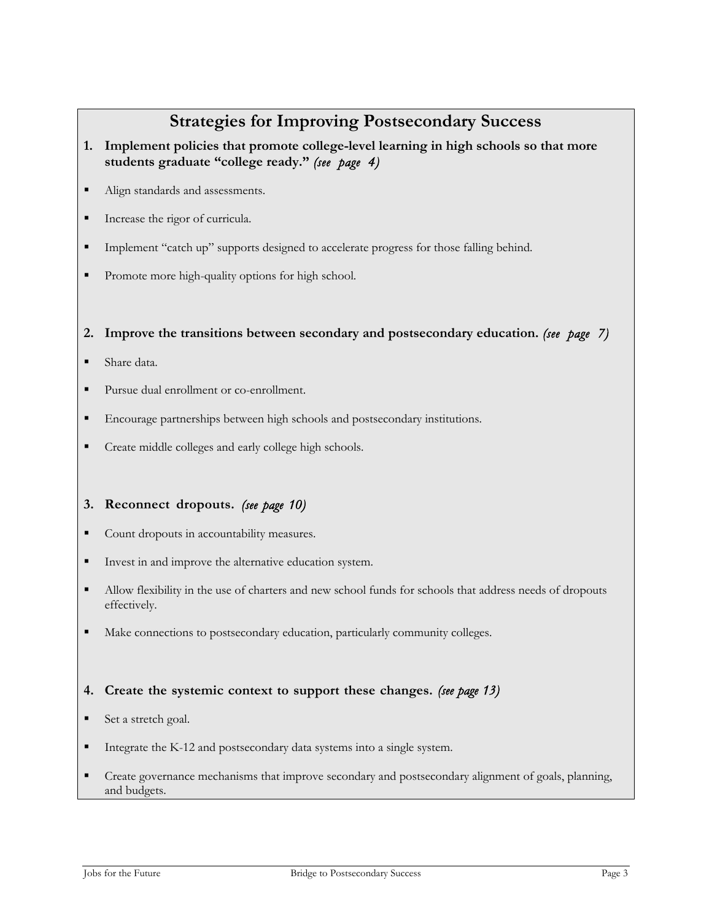# Strategies for Improving Postsecondary Success

**1. Implement policies that promote college-level learning in high schools so that more students graduate "college ready."** *(see page 4)*

- Align standards and assessments.
- Increase the rigor of curricula.
- Implement "catch up" supports designed to accelerate progress for those falling behind.
- Promote more high-quality options for high school.

**2. Improve the transitions between secondary and postsecondary education.** *(see page 7)*

- Share data.
- Pursue dual enrollment or co-enrollment.
- Encourage partnerships between high schools and postsecondary institutions.
- Create middle colleges and early college high schools.

**3. Reconnect dropouts.** *(see page 10)*

- Count dropouts in accountability measures.
- Invest in and improve the alternative education system.
- Allow flexibility in the use of charters and new school funds for schools that address needs of dropouts effectively.
- Make connections to postsecondary education, particularly community colleges.

**4. Create the systemic context to support these changes.** *(see page 13)*

- Set a stretch goal.
- Integrate the K-12 and postsecondary data systems into a single system.
- Create governance mechanisms that improve secondary and postsecondary alignment of goals, planning, and budgets.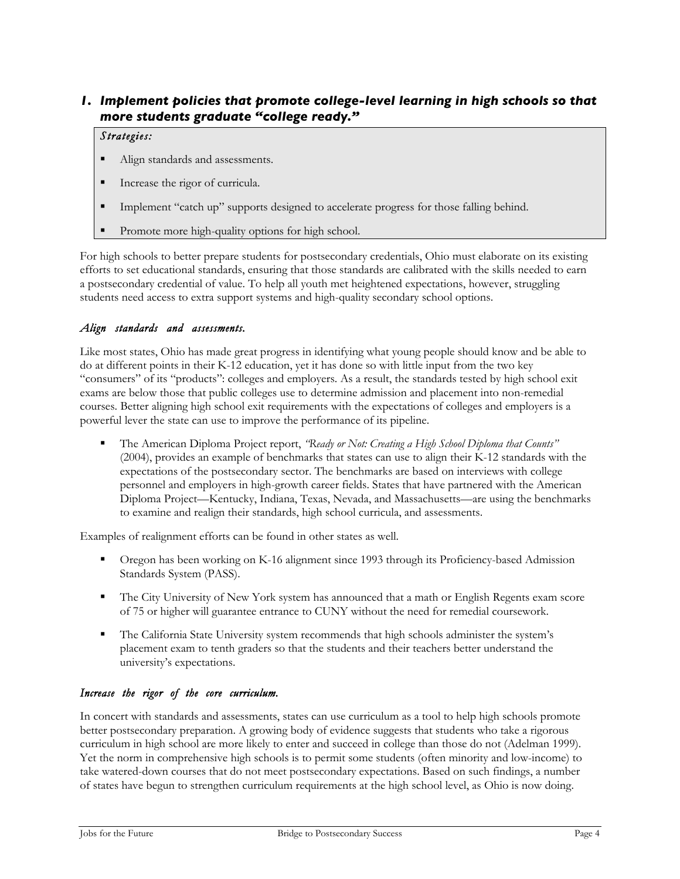## *1. Implement policies that promote college-level learning in high schools so that more students graduate "college ready."*

*Strategies:*

- Align standards and assessments.
- Increase the rigor of curricula.
- Implement "catch up" supports designed to accelerate progress for those falling behind.
- Promote more high-quality options for high school.

For high schools to better prepare students for postsecondary credentials, Ohio must elaborate on its existing efforts to set educational standards, ensuring that those standards are calibrated with the skills needed to earn a postsecondary credential of value. To help all youth met heightened expectations, however, struggling students need access to extra support systems and high-quality secondary school options.

### *Align standards and assessments.*

Like most states, Ohio has made great progress in identifying what young people should know and be able to do at different points in their K-12 education, yet it has done so with little input from the two key "consumers" of its "products": colleges and employers. As a result, the standards tested by high school exit exams are below those that public colleges use to determine admission and placement into non-remedial courses. Better aligning high school exit requirements with the expectations of colleges and employers is a powerful lever the state can use to improve the performance of its pipeline.

- The American Diploma Project report, *"Ready or Not: Creating a High School Diploma that Counts"* (2004), provides an example of benchmarks that states can use to align their K-12 standards with the expectations of the postsecondary sector. The benchmarks are based on interviews with college personnel and employers in high-growth career fields. States that have partnered with the American Diploma Project—Kentucky, Indiana, Texas, Nevada, and Massachusetts—are using the benchmarks to examine and realign their standards, high school curricula, and assessments.

Examples of realignment efforts can be found in other states as well.

- Oregon has been working on K-16 alignment since 1993 through its Proficiency-based Admission Standards System (PASS).
- The City University of New York system has announced that a math or English Regents exam score of 75 or higher will guarantee entrance to CUNY without the need for remedial coursework.
- The California State University system recommends that high schools administer the system's placement exam to tenth graders so that the students and their teachers better understand the university's expectations.

### *Increase the rigor of the core curriculum.*

In concert with standards and assessments, states can use curriculum as a tool to help high schools promote better postsecondary preparation. A growing body of evidence suggests that students who take a rigorous curriculum in high school are more likely to enter and succeed in college than those do not (Adelman 1999). Yet the norm in comprehensive high schools is to permit some students (often minority and low-income) to take watered-down courses that do not meet postsecondary expectations. Based on such findings, a number of states have begun to strengthen curriculum requirements at the high school level, as Ohio is now doing.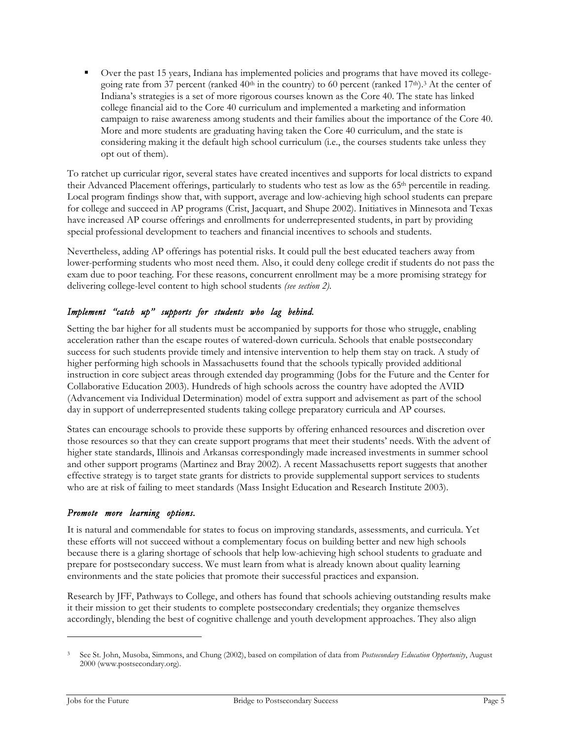- Over the past 15 years, Indiana has implemented policies and programs that have moved its college-going rate from 37 percent (ranked 40th in the country) to 60 percent (ranked 17th).[3] At the center of Indiana's strategies is a set of more rigorous courses known as the Core 40. The state has linked college financial aid to the Core 40 curriculum and implemented a marketing and information campaign to raise awareness among students and their families about the importance of the Core 40. More and more students are graduating having taken the Core 40 curriculum, and the state is considering making it the default high school curriculum (i.e., the courses students take unless they opt out of them).

To ratchet up curricular rigor, several states have created incentives and supports for local districts to expand their Advanced Placement offerings, particularly to students who test as low as the 65th percentile in reading. Local program findings show that, with support, average and low-achieving high school students can prepare for college and succeed in AP programs (Crist, Jacquart, and Shupe 2002). Initiatives in Minnesota and Texas have increased AP course offerings and enrollments for underrepresented students, in part by providing special professional development to teachers and financial incentives to schools and students.

Nevertheless, adding AP offerings has potential risks. It could pull the best educated teachers away from lower-performing students who most need them. Also, it could deny college credit if students do not pass the exam due to poor teaching. For these reasons, concurrent enrollment may be a more promising strategy for delivering college-level content to high school students *(see section 2)*.

### *Implement "catch up" supports for students who lag behind.*

Setting the bar higher for all students must be accompanied by supports for those who struggle, enabling acceleration rather than the escape routes of watered-down curricula. Schools that enable postsecondary success for such students provide timely and intensive intervention to help them stay on track. A study of higher performing high schools in Massachusetts found that the schools typically provided additional instruction in core subject areas through extended day programming (Jobs for the Future and the Center for Collaborative Education 2003). Hundreds of high schools across the country have adopted the AVID (Advancement via Individual Determination) model of extra support and advisement as part of the school day in support of underrepresented students taking college preparatory curricula and AP courses.

States can encourage schools to provide these supports by offering enhanced resources and discretion over those resources so that they can create support programs that meet their students' needs. With the advent of higher state standards, Illinois and Arkansas correspondingly made increased investments in summer school and other support programs (Martinez and Bray 2002). A recent Massachusetts report suggests that another effective strategy is to target state grants for districts to provide supplemental support services to students who are at risk of failing to meet standards (Mass Insight Education and Research Institute 2003).

### *Promote more learning options.*

It is natural and commendable for states to focus on improving standards, assessments, and curricula. Yet these efforts will not succeed without a complementary focus on building better and new high schools because there is a glaring shortage of schools that help low-achieving high school students to graduate and prepare for postsecondary success. We must learn from what is already known about quality learning environments and the state policies that promote their successful practices and expansion.

Research by JFF, Pathways to College, and others has found that schools achieving outstanding results make it their mission to get their students to complete postsecondary credentials; they organize themselves accordingly, blending the best of cognitive challenge and youth development approaches. They also align

---

[3] See St. John, Musoba, Simmons, and Chung (2002), based on compilation of data from *Postsecondary Education Opportunity*, August 2000 (www.postsecondary.org).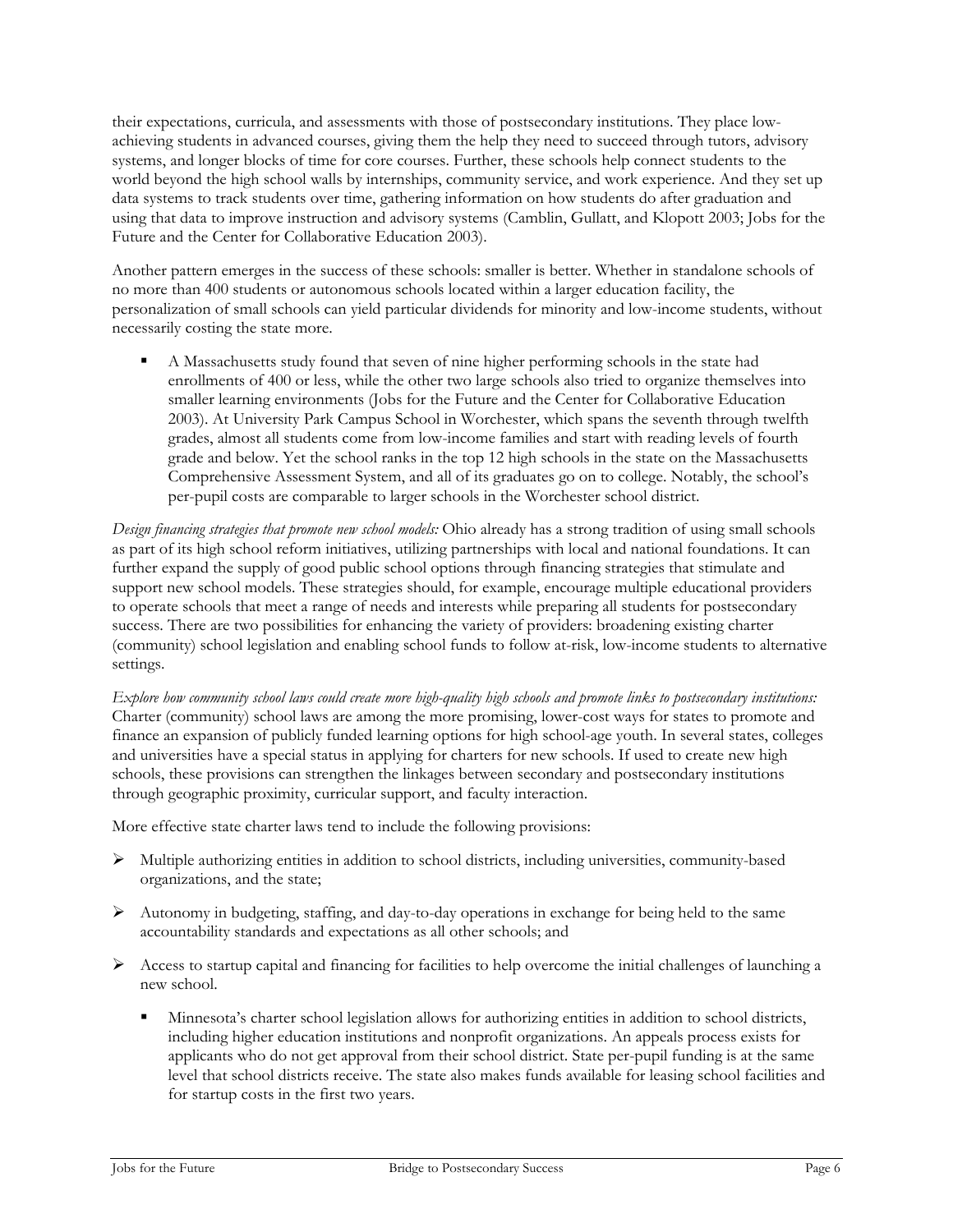their expectations, curricula, and assessments with those of postsecondary institutions. They place low-achieving students in advanced courses, giving them the help they need to succeed through tutors, advisory systems, and longer blocks of time for core courses. Further, these schools help connect students to the world beyond the high school walls by internships, community service, and work experience. And they set up data systems to track students over time, gathering information on how students do after graduation and using that data to improve instruction and advisory systems (Camblin, Gullatt, and Klopott 2003; Jobs for the Future and the Center for Collaborative Education 2003).

Another pattern emerges in the success of these schools: smaller is better. Whether in standalone schools of no more than 400 students or autonomous schools located within a larger education facility, the personalization of small schools can yield particular dividends for minority and low-income students, without necessarily costing the state more.

- A Massachusetts study found that seven of nine higher performing schools in the state had enrollments of 400 or less, while the other two large schools also tried to organize themselves into smaller learning environments (Jobs for the Future and the Center for Collaborative Education 2003). At University Park Campus School in Worchester, which spans the seventh through twelfth grades, almost all students come from low-income families and start with reading levels of fourth grade and below. Yet the school ranks in the top 12 high schools in the state on the Massachusetts Comprehensive Assessment System, and all of its graduates go on to college. Notably, the school's per-pupil costs are comparable to larger schools in the Worchester school district.

*Design financing strategies that promote new school models:* Ohio already has a strong tradition of using small schools as part of its high school reform initiatives, utilizing partnerships with local and national foundations. It can further expand the supply of good public school options through financing strategies that stimulate and support new school models. These strategies should, for example, encourage multiple educational providers to operate schools that meet a range of needs and interests while preparing all students for postsecondary success. There are two possibilities for enhancing the variety of providers: broadening existing charter (community) school legislation and enabling school funds to follow at-risk, low-income students to alternative settings.

*Explore how community school laws could create more high-quality high schools and promote links to postsecondary institutions:* Charter (community) school laws are among the more promising, lower-cost ways for states to promote and finance an expansion of publicly funded learning options for high school-age youth. In several states, colleges and universities have a special status in applying for charters for new schools. If used to create new high schools, these provisions can strengthen the linkages between secondary and postsecondary institutions through geographic proximity, curricular support, and faculty interaction.

More effective state charter laws tend to include the following provisions:

- Multiple authorizing entities in addition to school districts, including universities, community-based organizations, and the state;
- Autonomy in budgeting, staffing, and day-to-day operations in exchange for being held to the same accountability standards and expectations as all other schools; and
- Access to startup capital and financing for facilities to help overcome the initial challenges of launching a new school.
  - Minnesota's charter school legislation allows for authorizing entities in addition to school districts, including higher education institutions and nonprofit organizations. An appeals process exists for applicants who do not get approval from their school district. State per-pupil funding is at the same level that school districts receive. The state also makes funds available for leasing school facilities and for startup costs in the first two years.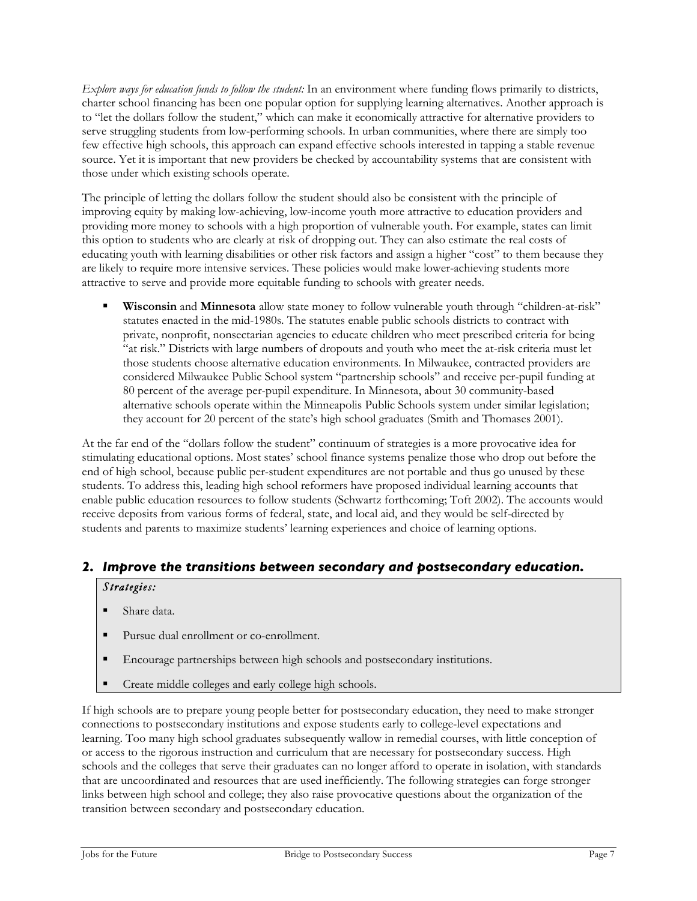*Explore ways for education funds to follow the student:* In an environment where funding flows primarily to districts, charter school financing has been one popular option for supplying learning alternatives. Another approach is to "let the dollars follow the student," which can make it economically attractive for alternative providers to serve struggling students from low-performing schools. In urban communities, where there are simply too few effective high schools, this approach can expand effective schools interested in tapping a stable revenue source. Yet it is important that new providers be checked by accountability systems that are consistent with those under which existing schools operate.

The principle of letting the dollars follow the student should also be consistent with the principle of improving equity by making low-achieving, low-income youth more attractive to education providers and providing more money to schools with a high proportion of vulnerable youth. For example, states can limit this option to students who are clearly at risk of dropping out. They can also estimate the real costs of educating youth with learning disabilities or other risk factors and assign a higher "cost" to them because they are likely to require more intensive services. These policies would make lower-achieving students more attractive to serve and provide more equitable funding to schools with greater needs.

- **Wisconsin** and **Minnesota** allow state money to follow vulnerable youth through "children-at-risk" statutes enacted in the mid-1980s. The statutes enable public schools districts to contract with private, nonprofit, nonsectarian agencies to educate children who meet prescribed criteria for being "at risk." Districts with large numbers of dropouts and youth who meet the at-risk criteria must let those students choose alternative education environments. In Milwaukee, contracted providers are considered Milwaukee Public School system "partnership schools" and receive per-pupil funding at 80 percent of the average per-pupil expenditure. In Minnesota, about 30 community-based alternative schools operate within the Minneapolis Public Schools system under similar legislation; they account for 20 percent of the state's high school graduates (Smith and Thomases 2001).

At the far end of the "dollars follow the student" continuum of strategies is a more provocative idea for stimulating educational options. Most states' school finance systems penalize those who drop out before the end of high school, because public per-student expenditures are not portable and thus go unused by these students. To address this, leading high school reformers have proposed individual learning accounts that enable public education resources to follow students (Schwartz forthcoming; Toft 2002). The accounts would receive deposits from various forms of federal, state, and local aid, and they would be self-directed by students and parents to maximize students' learning experiences and choice of learning options.

## 2. Improve the transitions between secondary and postsecondary education.

*Strategies:*

- Share data.
- Pursue dual enrollment or co-enrollment.
- Encourage partnerships between high schools and postsecondary institutions.
- Create middle colleges and early college high schools.

If high schools are to prepare young people better for postsecondary education, they need to make stronger connections to postsecondary institutions and expose students early to college-level expectations and learning. Too many high school graduates subsequently wallow in remedial courses, with little conception of or access to the rigorous instruction and curriculum that are necessary for postsecondary success. High schools and the colleges that serve their graduates can no longer afford to operate in isolation, with standards that are uncoordinated and resources that are used inefficiently. The following strategies can forge stronger links between high school and college; they also raise provocative questions about the organization of the transition between secondary and postsecondary education.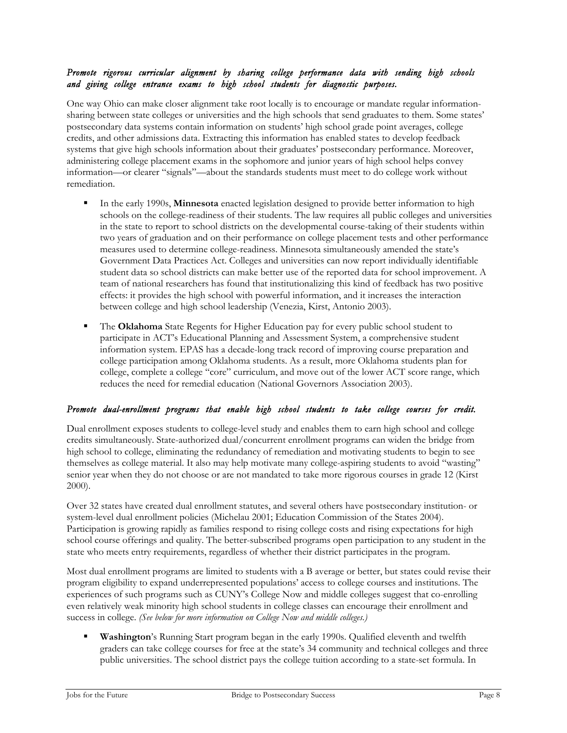*Promote rigorous curricular alignment by sharing college performance data with sending high schools and giving college entrance exams to high school students for diagnostic purposes.*

One way Ohio can make closer alignment take root locally is to encourage or mandate regular information-sharing between state colleges or universities and the high schools that send graduates to them. Some states' postsecondary data systems contain information on students' high school grade point averages, college credits, and other admissions data. Extracting this information has enabled states to develop feedback systems that give high schools information about their graduates' postsecondary performance. Moreover, administering college placement exams in the sophomore and junior years of high school helps convey information—or clearer "signals"—about the standards students must meet to do college work without remediation.

- In the early 1990s, **Minnesota** enacted legislation designed to provide better information to high schools on the college-readiness of their students. The law requires all public colleges and universities in the state to report to school districts on the developmental course-taking of their students within two years of graduation and on their performance on college placement tests and other performance measures used to determine college-readiness. Minnesota simultaneously amended the state's Government Data Practices Act. Colleges and universities can now report individually identifiable student data so school districts can make better use of the reported data for school improvement. A team of national researchers has found that institutionalizing this kind of feedback has two positive effects: it provides the high school with powerful information, and it increases the interaction between college and high school leadership (Venezia, Kirst, Antonio 2003).

- The **Oklahoma** State Regents for Higher Education pay for every public school student to participate in ACT's Educational Planning and Assessment System, a comprehensive student information system. EPAS has a decade-long track record of improving course preparation and college participation among Oklahoma students. As a result, more Oklahoma students plan for college, complete a college "core" curriculum, and move out of the lower ACT score range, which reduces the need for remedial education (National Governors Association 2003).

*Promote dual-enrollment programs that enable high school students to take college courses for credit.*

Dual enrollment exposes students to college-level study and enables them to earn high school and college credits simultaneously. State-authorized dual/concurrent enrollment programs can widen the bridge from high school to college, eliminating the redundancy of remediation and motivating students to begin to see themselves as college material. It also may help motivate many college-aspiring students to avoid "wasting" senior year when they do not choose or are not mandated to take more rigorous courses in grade 12 (Kirst 2000).

Over 32 states have created dual enrollment statutes, and several others have postsecondary institution- or system-level dual enrollment policies (Michelau 2001; Education Commission of the States 2004). Participation is growing rapidly as families respond to rising college costs and rising expectations for high school course offerings and quality. The better-subscribed programs open participation to any student in the state who meets entry requirements, regardless of whether their district participates in the program.

Most dual enrollment programs are limited to students with a B average or better, but states could revise their program eligibility to expand underrepresented populations' access to college courses and institutions. The experiences of such programs such as CUNY's College Now and middle colleges suggest that co-enrolling even relatively weak minority high school students in college classes can encourage their enrollment and success in college. *(See below for more information on College Now and middle colleges.)*

- **Washington**'s Running Start program began in the early 1990s. Qualified eleventh and twelfth graders can take college courses for free at the state's 34 community and technical colleges and three public universities. The school district pays the college tuition according to a state-set formula. In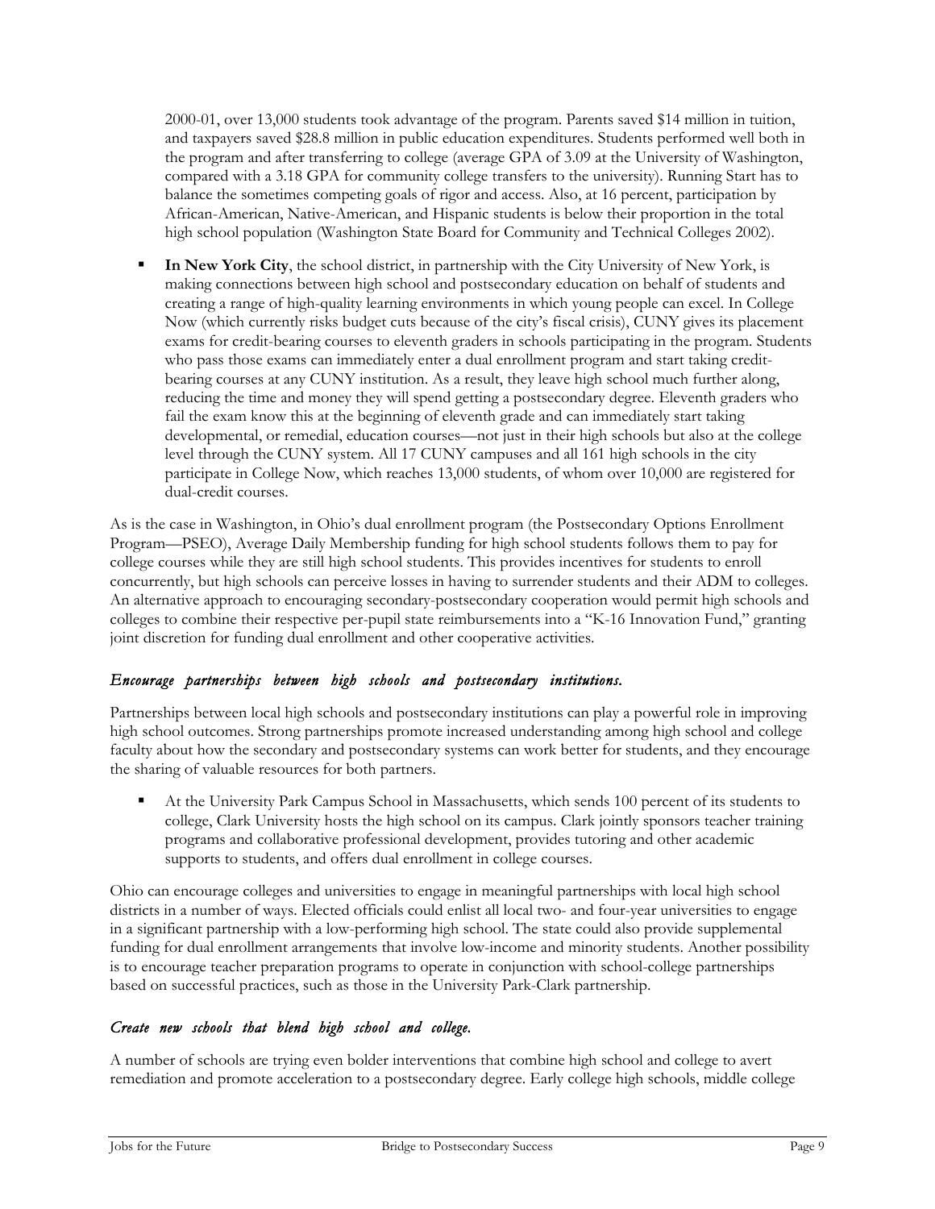2000-01, over 13,000 students took advantage of the program. Parents saved $14 million in tuition, and taxpayers saved $28.8 million in public education expenditures. Students performed well both in the program and after transferring to college (average GPA of 3.09 at the University of Washington, compared with a 3.18 GPA for community college transfers to the university). Running Start has to balance the sometimes competing goals of rigor and access. Also, at 16 percent, participation by African-American, Native-American, and Hispanic students is below their proportion in the total high school population (Washington State Board for Community and Technical Colleges 2002).

- **In New York City**, the school district, in partnership with the City University of New York, is making connections between high school and postsecondary education on behalf of students and creating a range of high-quality learning environments in which young people can excel. In College Now (which currently risks budget cuts because of the city's fiscal crisis), CUNY gives its placement exams for credit-bearing courses to eleventh graders in schools participating in the program. Students who pass those exams can immediately enter a dual enrollment program and start taking credit-bearing courses at any CUNY institution. As a result, they leave high school much further along, reducing the time and money they will spend getting a postsecondary degree. Eleventh graders who fail the exam know this at the beginning of eleventh grade and can immediately start taking developmental, or remedial, education courses—not just in their high schools but also at the college level through the CUNY system. All 17 CUNY campuses and all 161 high schools in the city participate in College Now, which reaches 13,000 students, of whom over 10,000 are registered for dual-credit courses.

As is the case in Washington, in Ohio's dual enrollment program (the Postsecondary Options Enrollment Program—PSEO), Average Daily Membership funding for high school students follows them to pay for college courses while they are still high school students. This provides incentives for students to enroll concurrently, but high schools can perceive losses in having to surrender students and their ADM to colleges. An alternative approach to encouraging secondary-postsecondary cooperation would permit high schools and colleges to combine their respective per-pupil state reimbursements into a "K-16 Innovation Fund," granting joint discretion for funding dual enrollment and other cooperative activities.

### *Encourage partnerships between high schools and postsecondary institutions.*

Partnerships between local high schools and postsecondary institutions can play a powerful role in improving high school outcomes. Strong partnerships promote increased understanding among high school and college faculty about how the secondary and postsecondary systems can work better for students, and they encourage the sharing of valuable resources for both partners.

- At the University Park Campus School in Massachusetts, which sends 100 percent of its students to college, Clark University hosts the high school on its campus. Clark jointly sponsors teacher training programs and collaborative professional development, provides tutoring and other academic supports to students, and offers dual enrollment in college courses.

Ohio can encourage colleges and universities to engage in meaningful partnerships with local high school districts in a number of ways. Elected officials could enlist all local two- and four-year universities to engage in a significant partnership with a low-performing high school. The state could also provide supplemental funding for dual enrollment arrangements that involve low-income and minority students. Another possibility is to encourage teacher preparation programs to operate in conjunction with school-college partnerships based on successful practices, such as those in the University Park-Clark partnership.

### *Create new schools that blend high school and college.*

A number of schools are trying even bolder interventions that combine high school and college to avert remediation and promote acceleration to a postsecondary degree. Early college high schools, middle college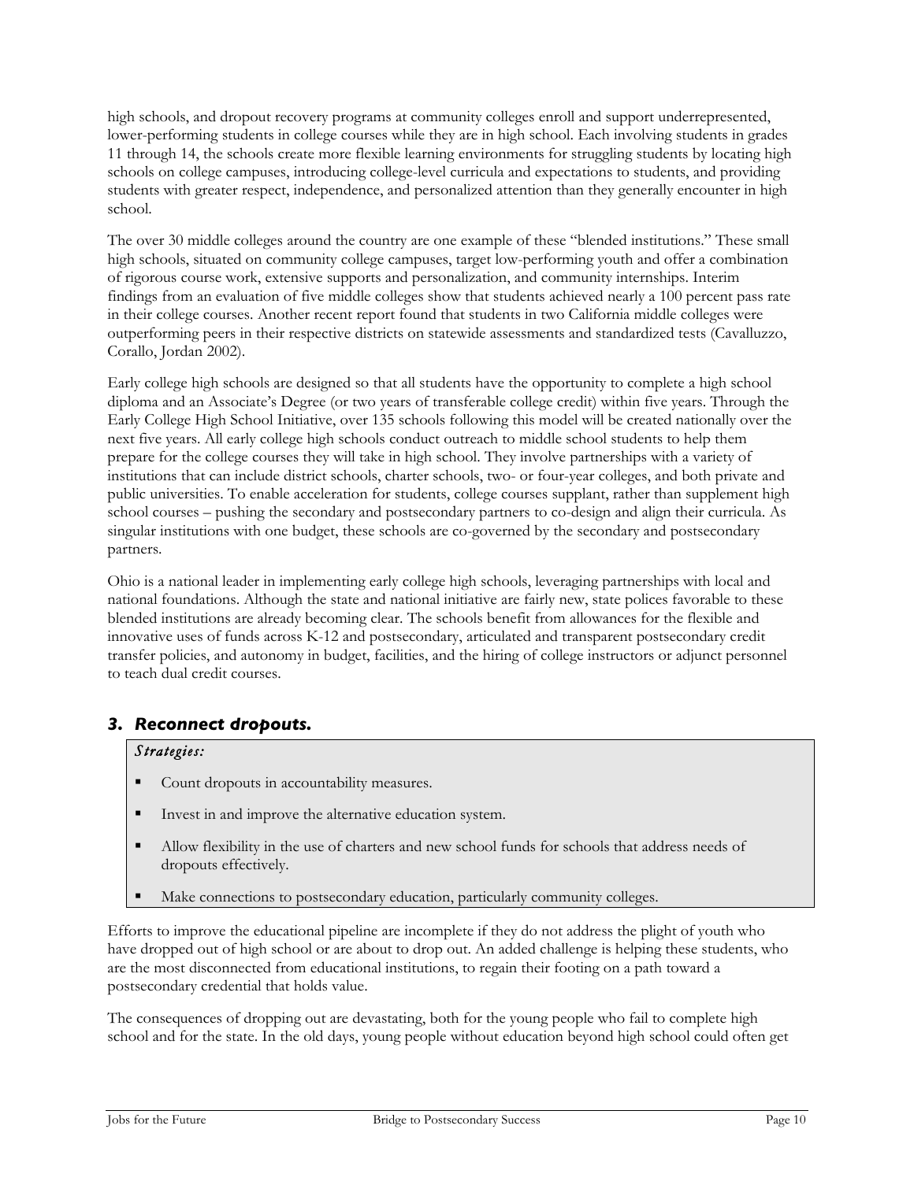high schools, and dropout recovery programs at community colleges enroll and support underrepresented, lower-performing students in college courses while they are in high school. Each involving students in grades 11 through 14, the schools create more flexible learning environments for struggling students by locating high schools on college campuses, introducing college-level curricula and expectations to students, and providing students with greater respect, independence, and personalized attention than they generally encounter in high school.

The over 30 middle colleges around the country are one example of these "blended institutions." These small high schools, situated on community college campuses, target low-performing youth and offer a combination of rigorous course work, extensive supports and personalization, and community internships. Interim findings from an evaluation of five middle colleges show that students achieved nearly a 100 percent pass rate in their college courses. Another recent report found that students in two California middle colleges were outperforming peers in their respective districts on statewide assessments and standardized tests (Cavalluzzo, Corallo, Jordan 2002).

Early college high schools are designed so that all students have the opportunity to complete a high school diploma and an Associate's Degree (or two years of transferable college credit) within five years. Through the Early College High School Initiative, over 135 schools following this model will be created nationally over the next five years. All early college high schools conduct outreach to middle school students to help them prepare for the college courses they will take in high school. They involve partnerships with a variety of institutions that can include district schools, charter schools, two- or four-year colleges, and both private and public universities. To enable acceleration for students, college courses supplant, rather than supplement high school courses – pushing the secondary and postsecondary partners to co-design and align their curricula. As singular institutions with one budget, these schools are co-governed by the secondary and postsecondary partners.

Ohio is a national leader in implementing early college high schools, leveraging partnerships with local and national foundations. Although the state and national initiative are fairly new, state polices favorable to these blended institutions are already becoming clear. The schools benefit from allowances for the flexible and innovative uses of funds across K-12 and postsecondary, articulated and transparent postsecondary credit transfer policies, and autonomy in budget, facilities, and the hiring of college instructors or adjunct personnel to teach dual credit courses.

### *3. Reconnect dropouts.*

*Strategies:*

- Count dropouts in accountability measures.
- Invest in and improve the alternative education system.
- Allow flexibility in the use of charters and new school funds for schools that address needs of dropouts effectively.
- Make connections to postsecondary education, particularly community colleges.

Efforts to improve the educational pipeline are incomplete if they do not address the plight of youth who have dropped out of high school or are about to drop out. An added challenge is helping these students, who are the most disconnected from educational institutions, to regain their footing on a path toward a postsecondary credential that holds value.

The consequences of dropping out are devastating, both for the young people who fail to complete high school and for the state. In the old days, young people without education beyond high school could often get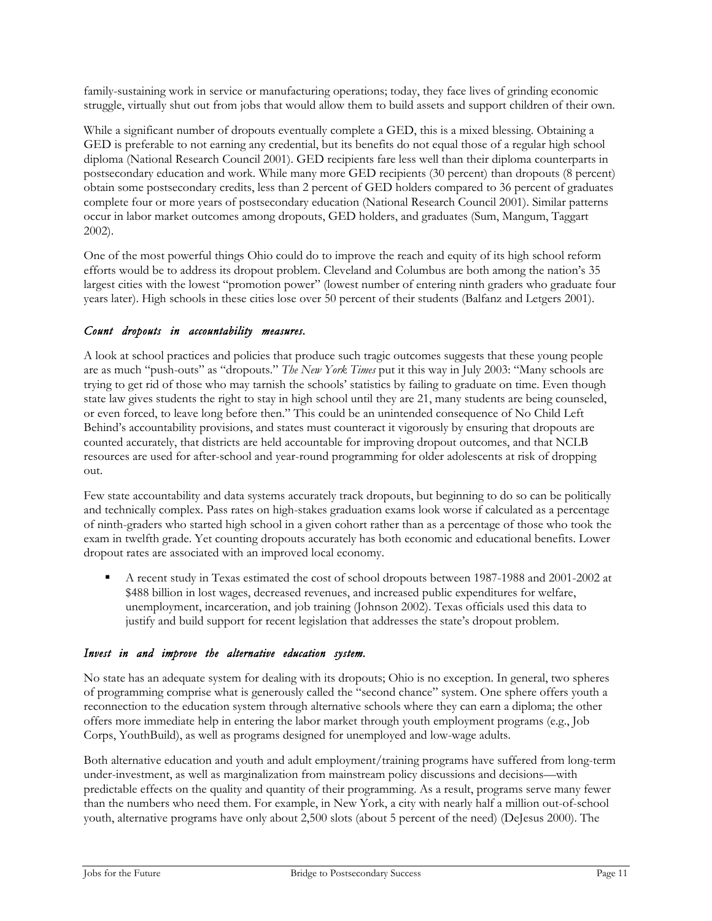family-sustaining work in service or manufacturing operations; today, they face lives of grinding economic struggle, virtually shut out from jobs that would allow them to build assets and support children of their own.

While a significant number of dropouts eventually complete a GED, this is a mixed blessing. Obtaining a GED is preferable to not earning any credential, but its benefits do not equal those of a regular high school diploma (National Research Council 2001). GED recipients fare less well than their diploma counterparts in postsecondary education and work. While many more GED recipients (30 percent) than dropouts (8 percent) obtain some postsecondary credits, less than 2 percent of GED holders compared to 36 percent of graduates complete four or more years of postsecondary education (National Research Council 2001). Similar patterns occur in labor market outcomes among dropouts, GED holders, and graduates (Sum, Mangum, Taggart 2002).

One of the most powerful things Ohio could do to improve the reach and equity of its high school reform efforts would be to address its dropout problem. Cleveland and Columbus are both among the nation's 35 largest cities with the lowest "promotion power" (lowest number of entering ninth graders who graduate four years later). High schools in these cities lose over 50 percent of their students (Balfanz and Letgers 2001).

### *Count dropouts in accountability measures.*

A look at school practices and policies that produce such tragic outcomes suggests that these young people are as much "push-outs" as "dropouts." *The New York Times* put it this way in July 2003: "Many schools are trying to get rid of those who may tarnish the schools' statistics by failing to graduate on time. Even though state law gives students the right to stay in high school until they are 21, many students are being counseled, or even forced, to leave long before then." This could be an unintended consequence of No Child Left Behind's accountability provisions, and states must counteract it vigorously by ensuring that dropouts are counted accurately, that districts are held accountable for improving dropout outcomes, and that NCLB resources are used for after-school and year-round programming for older adolescents at risk of dropping out.

Few state accountability and data systems accurately track dropouts, but beginning to do so can be politically and technically complex. Pass rates on high-stakes graduation exams look worse if calculated as a percentage of ninth-graders who started high school in a given cohort rather than as a percentage of those who took the exam in twelfth grade. Yet counting dropouts accurately has both economic and educational benefits. Lower dropout rates are associated with an improved local economy.

- A recent study in Texas estimated the cost of school dropouts between 1987-1988 and 2001-2002 at $488 billion in lost wages, decreased revenues, and increased public expenditures for welfare, unemployment, incarceration, and job training (Johnson 2002). Texas officials used this data to justify and build support for recent legislation that addresses the state's dropout problem.

### *Invest in and improve the alternative education system.*

No state has an adequate system for dealing with its dropouts; Ohio is no exception. In general, two spheres of programming comprise what is generously called the "second chance" system. One sphere offers youth a reconnection to the education system through alternative schools where they can earn a diploma; the other offers more immediate help in entering the labor market through youth employment programs (e.g., Job Corps, YouthBuild), as well as programs designed for unemployed and low-wage adults.

Both alternative education and youth and adult employment/training programs have suffered from long-term under-investment, as well as marginalization from mainstream policy discussions and decisions—with predictable effects on the quality and quantity of their programming. As a result, programs serve many fewer than the numbers who need them. For example, in New York, a city with nearly half a million out-of-school youth, alternative programs have only about 2,500 slots (about 5 percent of the need) (DeJesus 2000). The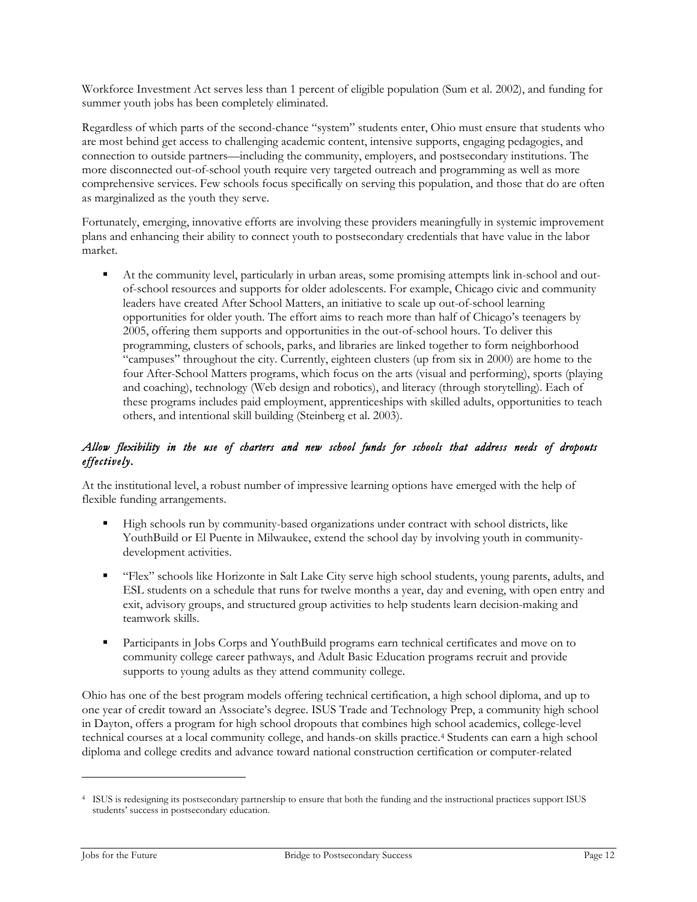Workforce Investment Act serves less than 1 percent of eligible population (Sum et al. 2002), and funding for summer youth jobs has been completely eliminated.

Regardless of which parts of the second-chance "system" students enter, Ohio must ensure that students who are most behind get access to challenging academic content, intensive supports, engaging pedagogies, and connection to outside partners—including the community, employers, and postsecondary institutions. The more disconnected out-of-school youth require very targeted outreach and programming as well as more comprehensive services. Few schools focus specifically on serving this population, and those that do are often as marginalized as the youth they serve.

Fortunately, emerging, innovative efforts are involving these providers meaningfully in systemic improvement plans and enhancing their ability to connect youth to postsecondary credentials that have value in the labor market.

- At the community level, particularly in urban areas, some promising attempts link in-school and out-of-school resources and supports for older adolescents. For example, Chicago civic and community leaders have created After School Matters, an initiative to scale up out-of-school learning opportunities for older youth. The effort aims to reach more than half of Chicago's teenagers by 2005, offering them supports and opportunities in the out-of-school hours. To deliver this programming, clusters of schools, parks, and libraries are linked together to form neighborhood "campuses" throughout the city. Currently, eighteen clusters (up from six in 2000) are home to the four After-School Matters programs, which focus on the arts (visual and performing), sports (playing and coaching), technology (Web design and robotics), and literacy (through storytelling). Each of these programs includes paid employment, apprenticeships with skilled adults, opportunities to teach others, and intentional skill building (Steinberg et al. 2003).

*Allow flexibility in the use of charters and new school funds for schools that address needs of dropouts effectively.*

At the institutional level, a robust number of impressive learning options have emerged with the help of flexible funding arrangements.

- High schools run by community-based organizations under contract with school districts, like YouthBuild or El Puente in Milwaukee, extend the school day by involving youth in community-development activities.
- "Flex" schools like Horizonte in Salt Lake City serve high school students, young parents, adults, and ESL students on a schedule that runs for twelve months a year, day and evening, with open entry and exit, advisory groups, and structured group activities to help students learn decision-making and teamwork skills.
- Participants in Jobs Corps and YouthBuild programs earn technical certificates and move on to community college career pathways, and Adult Basic Education programs recruit and provide supports to young adults as they attend community college.

Ohio has one of the best program models offering technical certification, a high school diploma, and up to one year of credit toward an Associate's degree. ISUS Trade and Technology Prep, a community high school in Dayton, offers a program for high school dropouts that combines high school academics, college-level technical courses at a local community college, and hands-on skills practice.[4] Students can earn a high school diploma and college credits and advance toward national construction certification or computer-related

[4] ISUS is redesigning its postsecondary partnership to ensure that both the funding and the instructional practices support ISUS students' success in postsecondary education.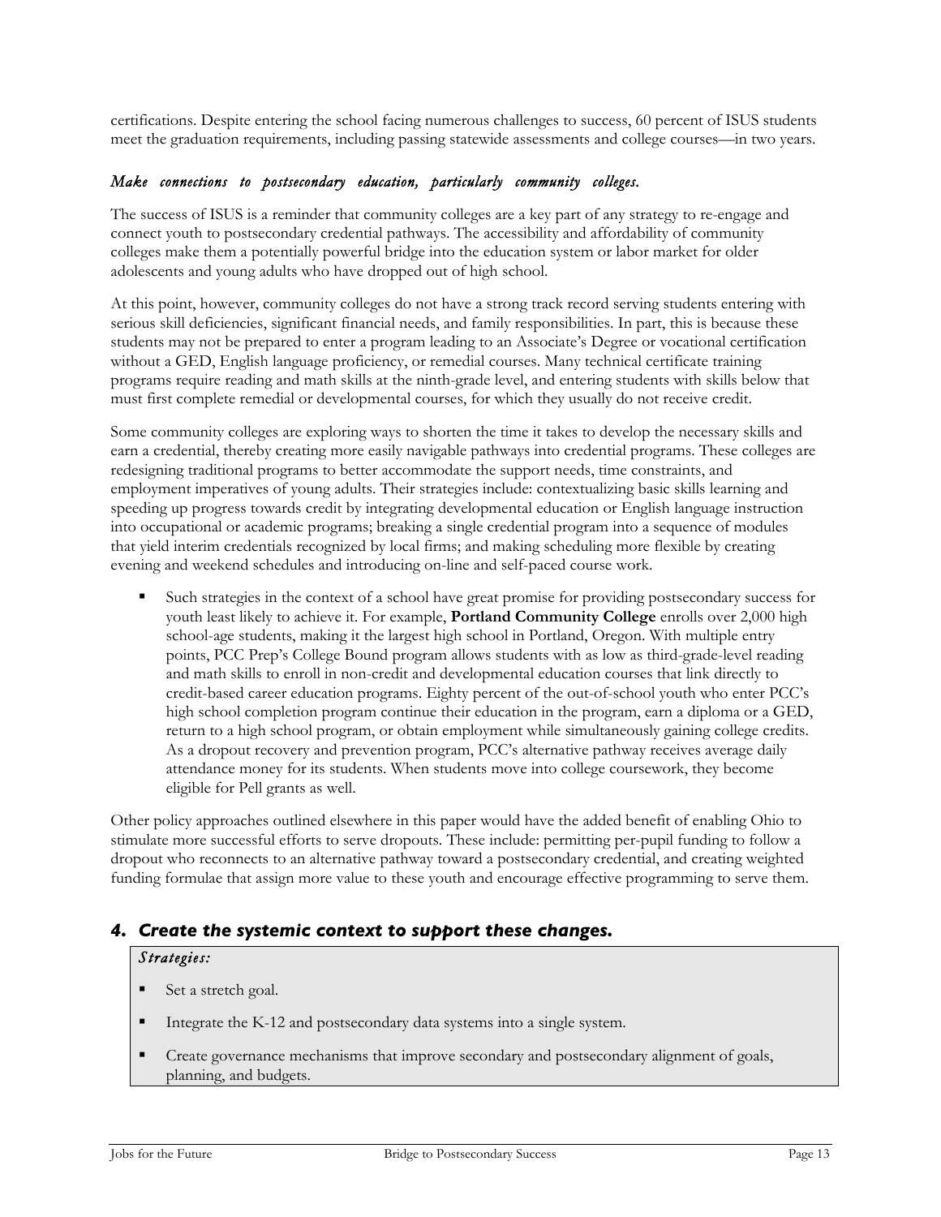certifications. Despite entering the school facing numerous challenges to success, 60 percent of ISUS students meet the graduation requirements, including passing statewide assessments and college courses—in two years.

*Make connections to postsecondary education, particularly community colleges.*

The success of ISUS is a reminder that community colleges are a key part of any strategy to re-engage and connect youth to postsecondary credential pathways. The accessibility and affordability of community colleges make them a potentially powerful bridge into the education system or labor market for older adolescents and young adults who have dropped out of high school.

At this point, however, community colleges do not have a strong track record serving students entering with serious skill deficiencies, significant financial needs, and family responsibilities. In part, this is because these students may not be prepared to enter a program leading to an Associate's Degree or vocational certification without a GED, English language proficiency, or remedial courses. Many technical certificate training programs require reading and math skills at the ninth-grade level, and entering students with skills below that must first complete remedial or developmental courses, for which they usually do not receive credit.

Some community colleges are exploring ways to shorten the time it takes to develop the necessary skills and earn a credential, thereby creating more easily navigable pathways into credential programs. These colleges are redesigning traditional programs to better accommodate the support needs, time constraints, and employment imperatives of young adults. Their strategies include: contextualizing basic skills learning and speeding up progress towards credit by integrating developmental education or English language instruction into occupational or academic programs; breaking a single credential program into a sequence of modules that yield interim credentials recognized by local firms; and making scheduling more flexible by creating evening and weekend schedules and introducing on-line and self-paced course work.

- Such strategies in the context of a school have great promise for providing postsecondary success for youth least likely to achieve it. For example, **Portland Community College** enrolls over 2,000 high school-age students, making it the largest high school in Portland, Oregon. With multiple entry points, PCC Prep's College Bound program allows students with as low as third-grade-level reading and math skills to enroll in non-credit and developmental education courses that link directly to credit-based career education programs. Eighty percent of the out-of-school youth who enter PCC's high school completion program continue their education in the program, earn a diploma or a GED, return to a high school program, or obtain employment while simultaneously gaining college credits. As a dropout recovery and prevention program, PCC's alternative pathway receives average daily attendance money for its students. When students move into college coursework, they become eligible for Pell grants as well.

Other policy approaches outlined elsewhere in this paper would have the added benefit of enabling Ohio to stimulate more successful efforts to serve dropouts. These include: permitting per-pupil funding to follow a dropout who reconnects to an alternative pathway toward a postsecondary credential, and creating weighted funding formulae that assign more value to these youth and encourage effective programming to serve them.

## 4. Create the systemic context to support these changes.

*Strategies:*

- Set a stretch goal.
- Integrate the K-12 and postsecondary data systems into a single system.
- Create governance mechanisms that improve secondary and postsecondary alignment of goals, planning, and budgets.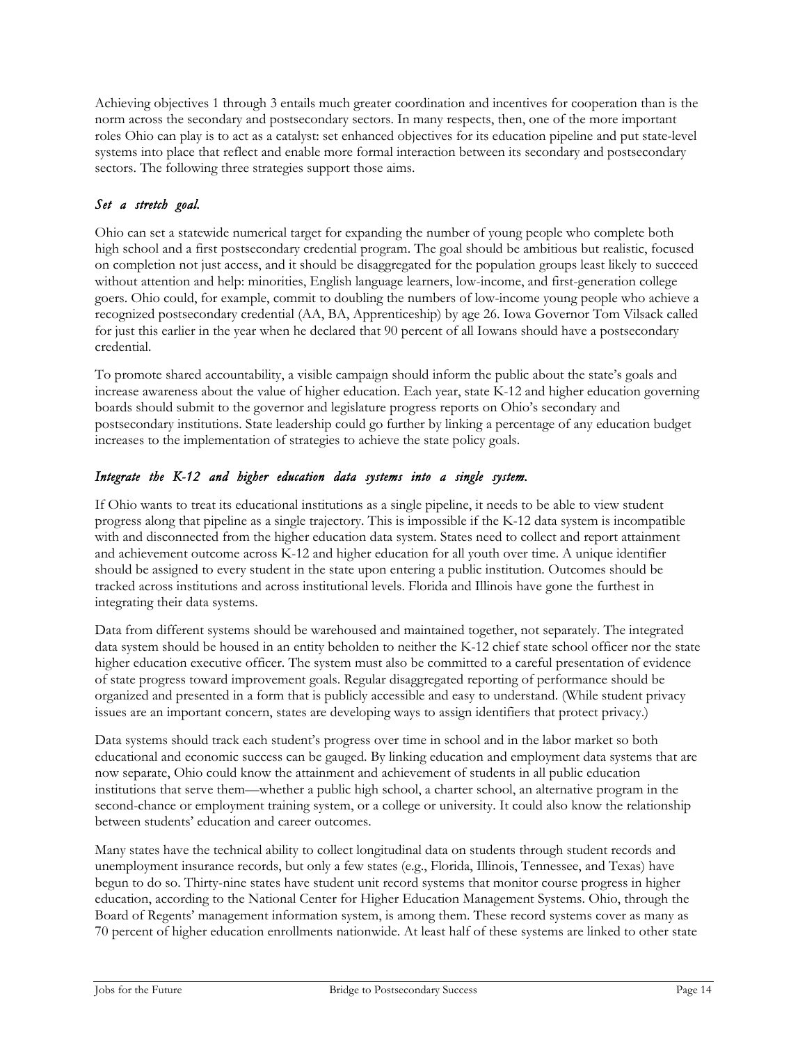Achieving objectives 1 through 3 entails much greater coordination and incentives for cooperation than is the norm across the secondary and postsecondary sectors. In many respects, then, one of the more important roles Ohio can play is to act as a catalyst: set enhanced objectives for its education pipeline and put state-level systems into place that reflect and enable more formal interaction between its secondary and postsecondary sectors. The following three strategies support those aims.

### *Set a stretch goal.*

Ohio can set a statewide numerical target for expanding the number of young people who complete both high school and a first postsecondary credential program. The goal should be ambitious but realistic, focused on completion not just access, and it should be disaggregated for the population groups least likely to succeed without attention and help: minorities, English language learners, low-income, and first-generation college goers. Ohio could, for example, commit to doubling the numbers of low-income young people who achieve a recognized postsecondary credential (AA, BA, Apprenticeship) by age 26. Iowa Governor Tom Vilsack called for just this earlier in the year when he declared that 90 percent of all Iowans should have a postsecondary credential.

To promote shared accountability, a visible campaign should inform the public about the state's goals and increase awareness about the value of higher education. Each year, state K-12 and higher education governing boards should submit to the governor and legislature progress reports on Ohio's secondary and postsecondary institutions. State leadership could go further by linking a percentage of any education budget increases to the implementation of strategies to achieve the state policy goals.

### *Integrate the K-12 and higher education data systems into a single system.*

If Ohio wants to treat its educational institutions as a single pipeline, it needs to be able to view student progress along that pipeline as a single trajectory. This is impossible if the K-12 data system is incompatible with and disconnected from the higher education data system. States need to collect and report attainment and achievement outcome across K-12 and higher education for all youth over time. A unique identifier should be assigned to every student in the state upon entering a public institution. Outcomes should be tracked across institutions and across institutional levels. Florida and Illinois have gone the furthest in integrating their data systems.

Data from different systems should be warehoused and maintained together, not separately. The integrated data system should be housed in an entity beholden to neither the K-12 chief state school officer nor the state higher education executive officer. The system must also be committed to a careful presentation of evidence of state progress toward improvement goals. Regular disaggregated reporting of performance should be organized and presented in a form that is publicly accessible and easy to understand. (While student privacy issues are an important concern, states are developing ways to assign identifiers that protect privacy.)

Data systems should track each student's progress over time in school and in the labor market so both educational and economic success can be gauged. By linking education and employment data systems that are now separate, Ohio could know the attainment and achievement of students in all public education institutions that serve them—whether a public high school, a charter school, an alternative program in the second-chance or employment training system, or a college or university. It could also know the relationship between students' education and career outcomes.

Many states have the technical ability to collect longitudinal data on students through student records and unemployment insurance records, but only a few states (e.g., Florida, Illinois, Tennessee, and Texas) have begun to do so. Thirty-nine states have student unit record systems that monitor course progress in higher education, according to the National Center for Higher Education Management Systems. Ohio, through the Board of Regents' management information system, is among them. These record systems cover as many as 70 percent of higher education enrollments nationwide. At least half of these systems are linked to other state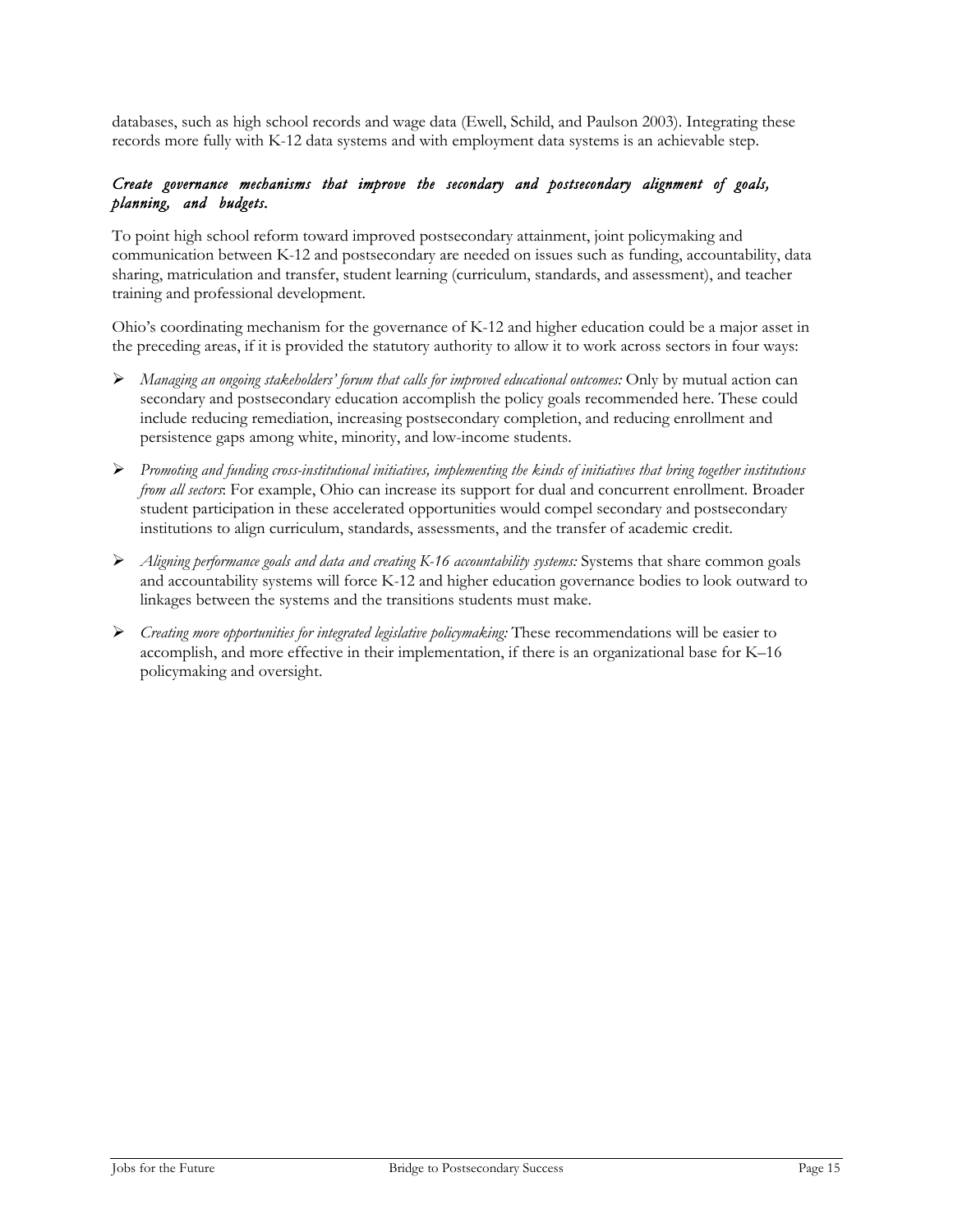databases, such as high school records and wage data (Ewell, Schild, and Paulson 2003). Integrating these records more fully with K-12 data systems and with employment data systems is an achievable step.

### *Create governance mechanisms that improve the secondary and postsecondary alignment of goals, planning, and budgets.*

To point high school reform toward improved postsecondary attainment, joint policymaking and communication between K-12 and postsecondary are needed on issues such as funding, accountability, data sharing, matriculation and transfer, student learning (curriculum, standards, and assessment), and teacher training and professional development.

Ohio's coordinating mechanism for the governance of K-12 and higher education could be a major asset in the preceding areas, if it is provided the statutory authority to allow it to work across sectors in four ways:

- *Managing an ongoing stakeholders' forum that calls for improved educational outcomes:* Only by mutual action can secondary and postsecondary education accomplish the policy goals recommended here. These could include reducing remediation, increasing postsecondary completion, and reducing enrollment and persistence gaps among white, minority, and low-income students.
- *Promoting and funding cross-institutional initiatives, implementing the kinds of initiatives that bring together institutions from all sectors*: For example, Ohio can increase its support for dual and concurrent enrollment. Broader student participation in these accelerated opportunities would compel secondary and postsecondary institutions to align curriculum, standards, assessments, and the transfer of academic credit.
- *Aligning performance goals and data and creating K-16 accountability systems:* Systems that share common goals and accountability systems will force K-12 and higher education governance bodies to look outward to linkages between the systems and the transitions students must make.
- *Creating more opportunities for integrated legislative policymaking:* These recommendations will be easier to accomplish, and more effective in their implementation, if there is an organizational base for K–16 policymaking and oversight.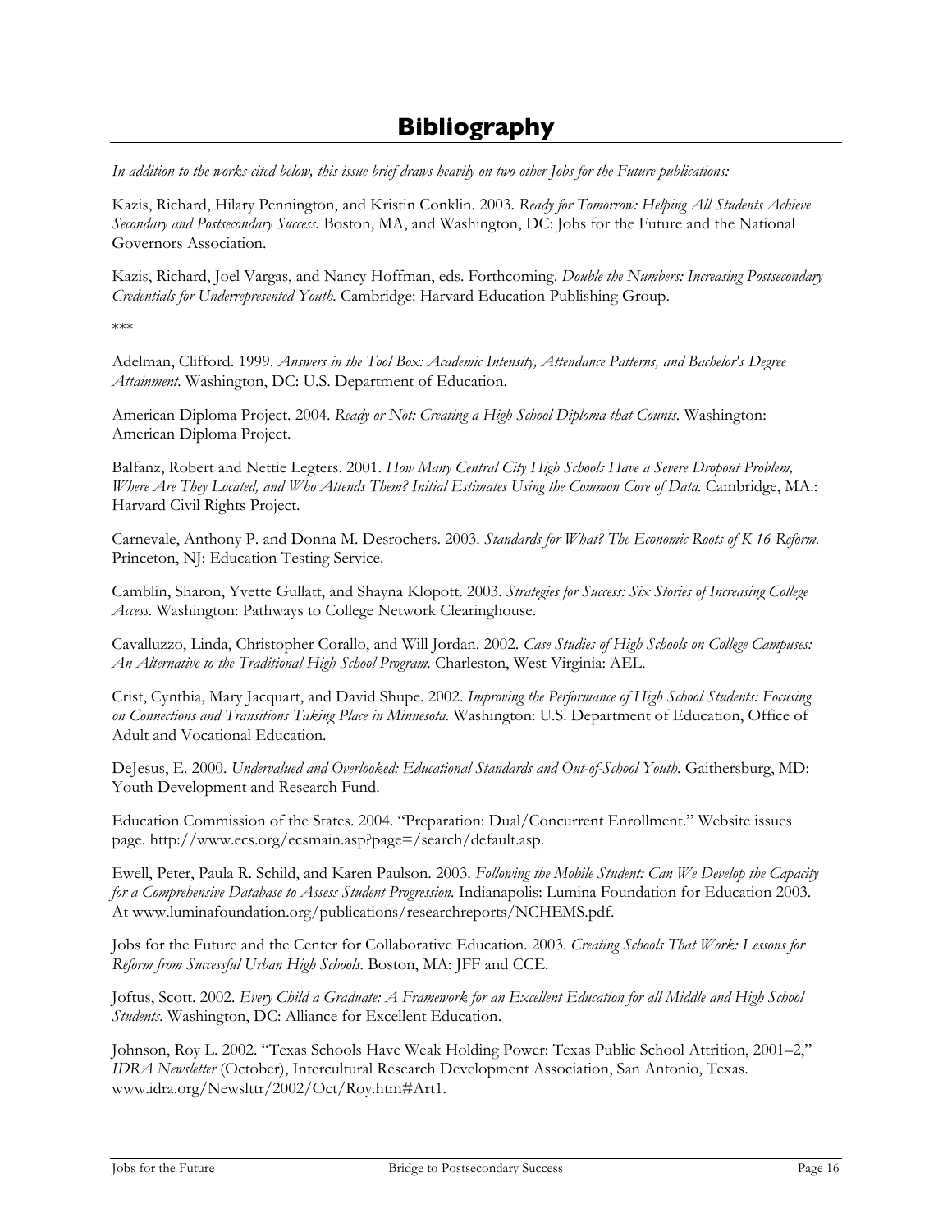# Bibliography

*In addition to the works cited below, this issue brief draws heavily on two other Jobs for the Future publications:*

Kazis, Richard, Hilary Pennington, and Kristin Conklin. 2003. *Ready for Tomorrow: Helping All Students Achieve Secondary and Postsecondary Success.* Boston, MA, and Washington, DC: Jobs for the Future and the National Governors Association.

Kazis, Richard, Joel Vargas, and Nancy Hoffman, eds. Forthcoming. *Double the Numbers: Increasing Postsecondary Credentials for Underrepresented Youth.* Cambridge: Harvard Education Publishing Group.

***

Adelman, Clifford. 1999. *Answers in the Tool Box: Academic Intensity, Attendance Patterns, and Bachelor's Degree Attainment.* Washington, DC: U.S. Department of Education.

American Diploma Project. 2004. *Ready or Not: Creating a High School Diploma that Counts.* Washington: American Diploma Project.

Balfanz, Robert and Nettie Legters. 2001. *How Many Central City High Schools Have a Severe Dropout Problem, Where Are They Located, and Who Attends Them? Initial Estimates Using the Common Core of Data.* Cambridge, MA.: Harvard Civil Rights Project.

Carnevale, Anthony P. and Donna M. Desrochers. 2003. *Standards for What? The Economic Roots of K 16 Reform.* Princeton, NJ: Education Testing Service.

Camblin, Sharon, Yvette Gullatt, and Shayna Klopott. 2003. *Strategies for Success: Six Stories of Increasing College Access.* Washington: Pathways to College Network Clearinghouse.

Cavalluzzo, Linda, Christopher Corallo, and Will Jordan. 2002. *Case Studies of High Schools on College Campuses: An Alternative to the Traditional High School Program.* Charleston, West Virginia: AEL.

Crist, Cynthia, Mary Jacquart, and David Shupe. 2002. *Improving the Performance of High School Students: Focusing on Connections and Transitions Taking Place in Minnesota.* Washington: U.S. Department of Education, Office of Adult and Vocational Education.

DeJesus, E. 2000. *Undervalued and Overlooked: Educational Standards and Out-of-School Youth.* Gaithersburg, MD: Youth Development and Research Fund.

Education Commission of the States. 2004. "Preparation: Dual/Concurrent Enrollment." Website issues page. http://www.ecs.org/ecsmain.asp?page=/search/default.asp.

Ewell, Peter, Paula R. Schild, and Karen Paulson. 2003. *Following the Mobile Student: Can We Develop the Capacity for a Comprehensive Database to Assess Student Progression.* Indianapolis: Lumina Foundation for Education 2003. At www.luminafoundation.org/publications/researchreports/NCHEMS.pdf.

Jobs for the Future and the Center for Collaborative Education. 2003. *Creating Schools That Work: Lessons for Reform from Successful Urban High Schools.* Boston, MA: JFF and CCE.

Joftus, Scott. 2002. *Every Child a Graduate: A Framework for an Excellent Education for all Middle and High School Students.* Washington, DC: Alliance for Excellent Education.

Johnson, Roy L. 2002. "Texas Schools Have Weak Holding Power: Texas Public School Attrition, 2001–2," *IDRA Newsletter* (October), Intercultural Research Development Association, San Antonio, Texas. www.idra.org/Newslttr/2002/Oct/Roy.htm#Art1.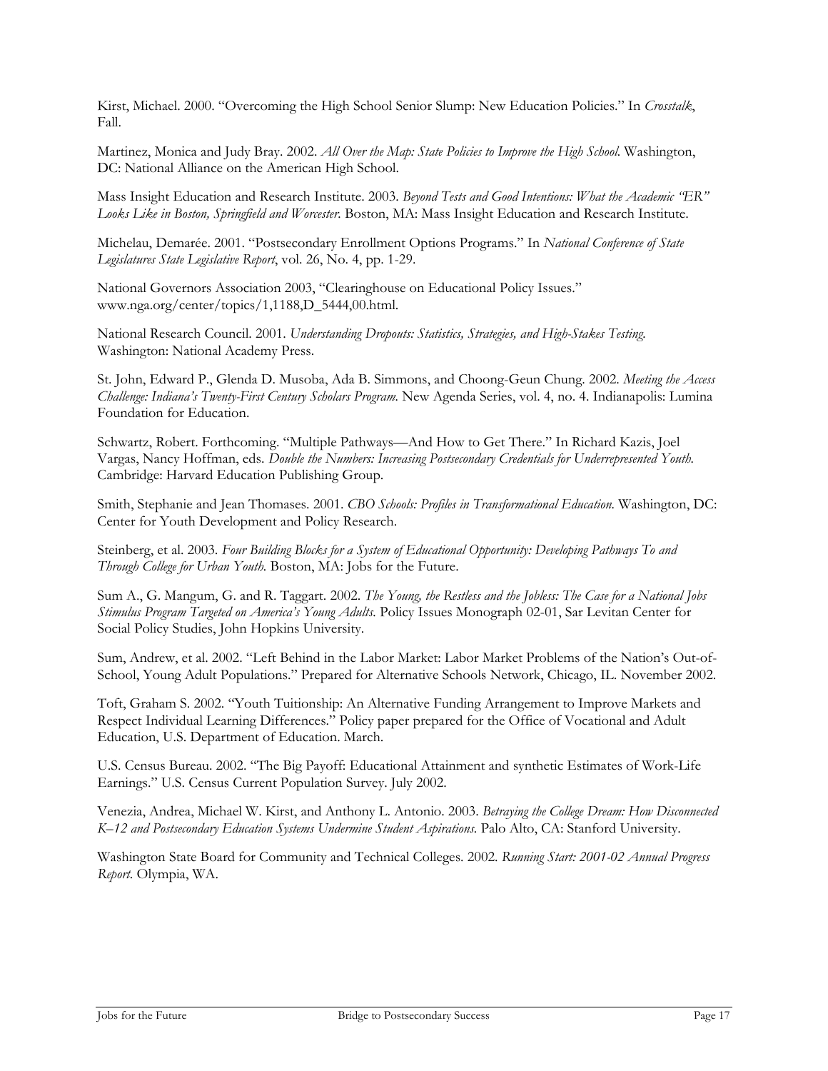Kirst, Michael. 2000. "Overcoming the High School Senior Slump: New Education Policies." In *Crosstalk*, Fall.

Martinez, Monica and Judy Bray. 2002. *All Over the Map: State Policies to Improve the High School*. Washington, DC: National Alliance on the American High School.

Mass Insight Education and Research Institute. 2003. *Beyond Tests and Good Intentions: What the Academic "ER" Looks Like in Boston, Springfield and Worcester*. Boston, MA: Mass Insight Education and Research Institute.

Michelau, Demarée. 2001. "Postsecondary Enrollment Options Programs." In *National Conference of State Legislatures State Legislative Report*, vol. 26, No. 4, pp. 1-29.

National Governors Association 2003, "Clearinghouse on Educational Policy Issues." www.nga.org/center/topics/1,1188,D_5444,00.html.

National Research Council. 2001. *Understanding Dropouts: Statistics, Strategies, and High-Stakes Testing*. Washington: National Academy Press.

St. John, Edward P., Glenda D. Musoba, Ada B. Simmons, and Choong-Geun Chung. 2002. *Meeting the Access Challenge: Indiana's Twenty-First Century Scholars Program*. New Agenda Series, vol. 4, no. 4. Indianapolis: Lumina Foundation for Education.

Schwartz, Robert. Forthcoming. "Multiple Pathways—And How to Get There." In Richard Kazis, Joel Vargas, Nancy Hoffman, eds. *Double the Numbers: Increasing Postsecondary Credentials for Underrepresented Youth*. Cambridge: Harvard Education Publishing Group.

Smith, Stephanie and Jean Thomases. 2001. *CBO Schools: Profiles in Transformational Education*. Washington, DC: Center for Youth Development and Policy Research.

Steinberg, et al. 2003. *Four Building Blocks for a System of Educational Opportunity: Developing Pathways To and Through College for Urban Youth*. Boston, MA: Jobs for the Future.

Sum A., G. Mangum, G. and R. Taggart. 2002. *The Young, the Restless and the Jobless: The Case for a National Jobs Stimulus Program Targeted on America's Young Adults*. Policy Issues Monograph 02-01, Sar Levitan Center for Social Policy Studies, John Hopkins University.

Sum, Andrew, et al. 2002. "Left Behind in the Labor Market: Labor Market Problems of the Nation's Out-of-School, Young Adult Populations." Prepared for Alternative Schools Network, Chicago, IL. November 2002.

Toft, Graham S. 2002. "Youth Tuitionship: An Alternative Funding Arrangement to Improve Markets and Respect Individual Learning Differences." Policy paper prepared for the Office of Vocational and Adult Education, U.S. Department of Education. March.

U.S. Census Bureau. 2002. "The Big Payoff: Educational Attainment and synthetic Estimates of Work-Life Earnings." U.S. Census Current Population Survey. July 2002.

Venezia, Andrea, Michael W. Kirst, and Anthony L. Antonio. 2003. *Betraying the College Dream: How Disconnected K–12 and Postsecondary Education Systems Undermine Student Aspirations*. Palo Alto, CA: Stanford University.

Washington State Board for Community and Technical Colleges. 2002. *Running Start: 2001-02 Annual Progress Report*. Olympia, WA.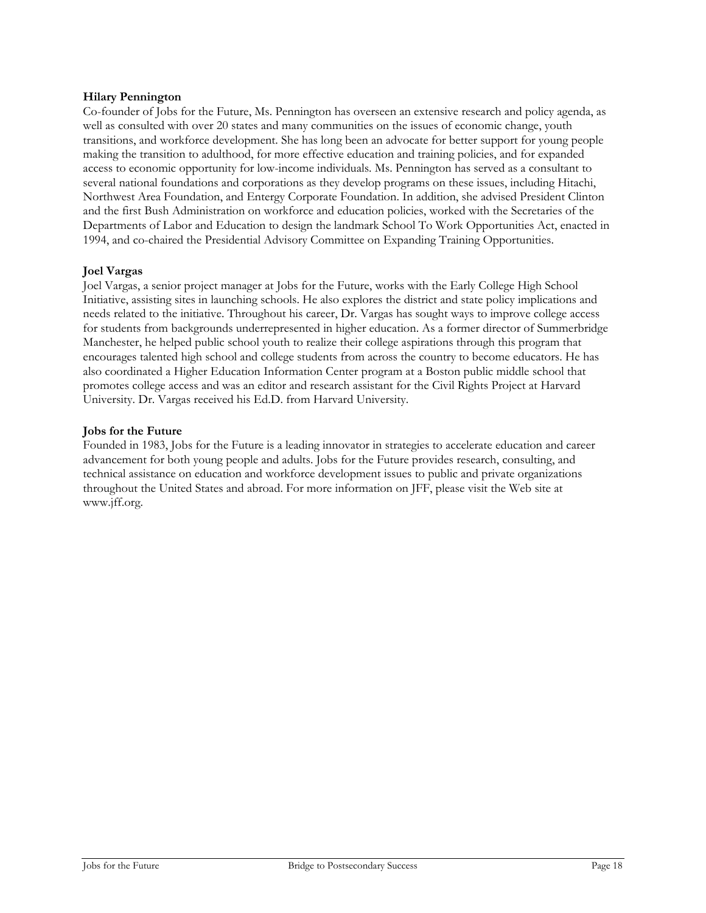**Hilary Pennington**

Co-founder of Jobs for the Future, Ms. Pennington has overseen an extensive research and policy agenda, as well as consulted with over 20 states and many communities on the issues of economic change, youth transitions, and workforce development. She has long been an advocate for better support for young people making the transition to adulthood, for more effective education and training policies, and for expanded access to economic opportunity for low-income individuals. Ms. Pennington has served as a consultant to several national foundations and corporations as they develop programs on these issues, including Hitachi, Northwest Area Foundation, and Entergy Corporate Foundation. In addition, she advised President Clinton and the first Bush Administration on workforce and education policies, worked with the Secretaries of the Departments of Labor and Education to design the landmark School To Work Opportunities Act, enacted in 1994, and co-chaired the Presidential Advisory Committee on Expanding Training Opportunities.

**Joel Vargas**

Joel Vargas, a senior project manager at Jobs for the Future, works with the Early College High School Initiative, assisting sites in launching schools. He also explores the district and state policy implications and needs related to the initiative. Throughout his career, Dr. Vargas has sought ways to improve college access for students from backgrounds underrepresented in higher education. As a former director of Summerbridge Manchester, he helped public school youth to realize their college aspirations through this program that encourages talented high school and college students from across the country to become educators. He has also coordinated a Higher Education Information Center program at a Boston public middle school that promotes college access and was an editor and research assistant for the Civil Rights Project at Harvard University. Dr. Vargas received his Ed.D. from Harvard University.

**Jobs for the Future**

Founded in 1983, Jobs for the Future is a leading innovator in strategies to accelerate education and career advancement for both young people and adults. Jobs for the Future provides research, consulting, and technical assistance on education and workforce development issues to public and private organizations throughout the United States and abroad. For more information on JFF, please visit the Web site at www.jff.org.